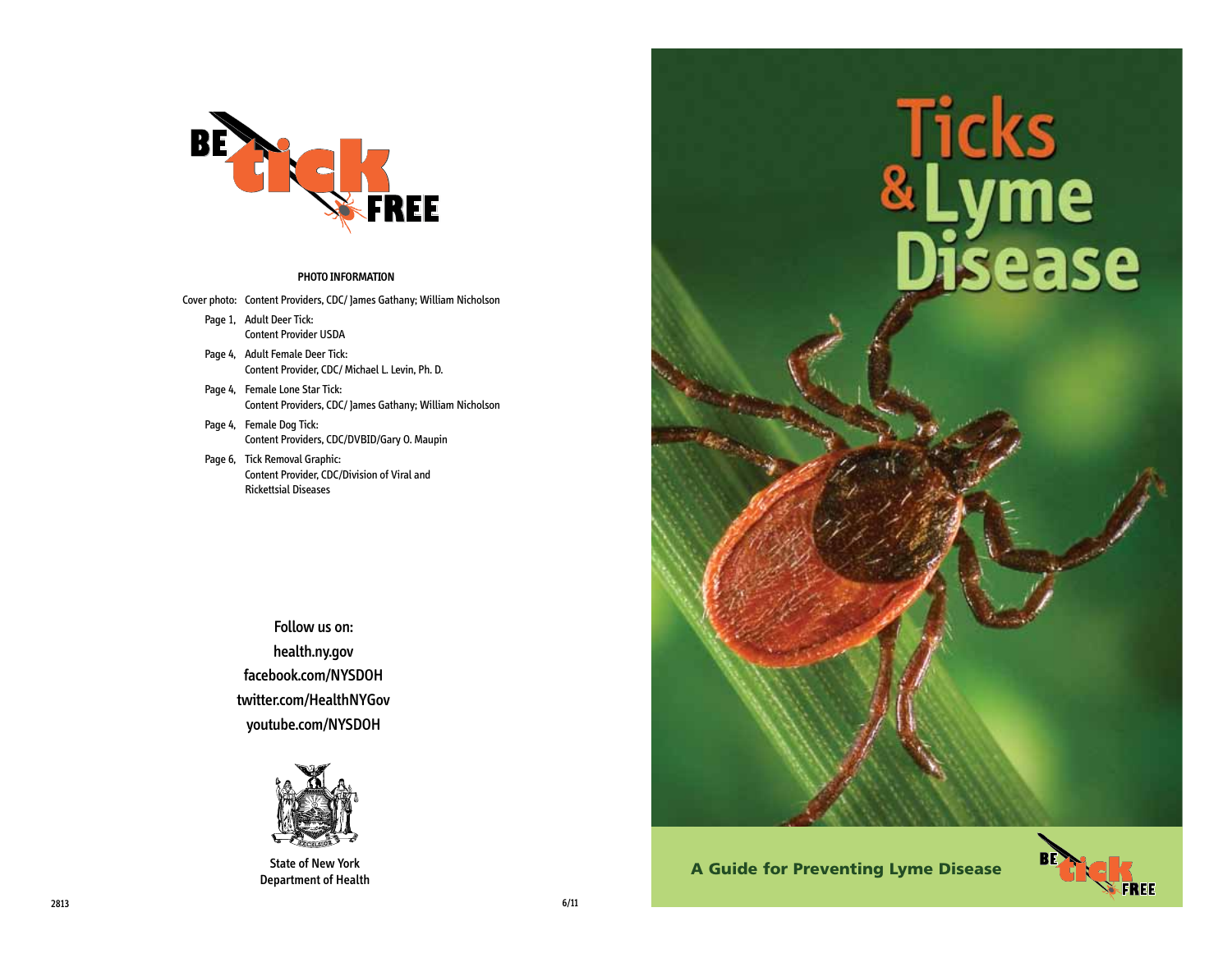BE tick FREE

**PHOTO INFORMATION**

Cover photo: Content Providers, CDC/ James Gathany; William Nicholson

Page 1, Adult Deer Tick:
Content Provider USDA

Page 4, Adult Female Deer Tick:
Content Provider, CDC/ Michael L. Levin, Ph. D.

Page 4, Female Lone Star Tick:
Content Providers, CDC/ James Gathany; William Nicholson

Page 4, Female Dog Tick:
Content Providers, CDC/DVBID/Gary O. Maupin

Page 6, Tick Removal Graphic:
Content Provider, CDC/Division of Viral and Rickettsial Diseases

**Follow us on:**
**health.ny.gov**
**facebook.com/NYSDOH**
**twitter.com/HealthNYGov**
**youtube.com/NYSDOH**

State of New York
Department of Health

2813 6/11

# Ticks & Lyme Disease

**A Guide for Preventing Lyme Disease**

BE tick FREE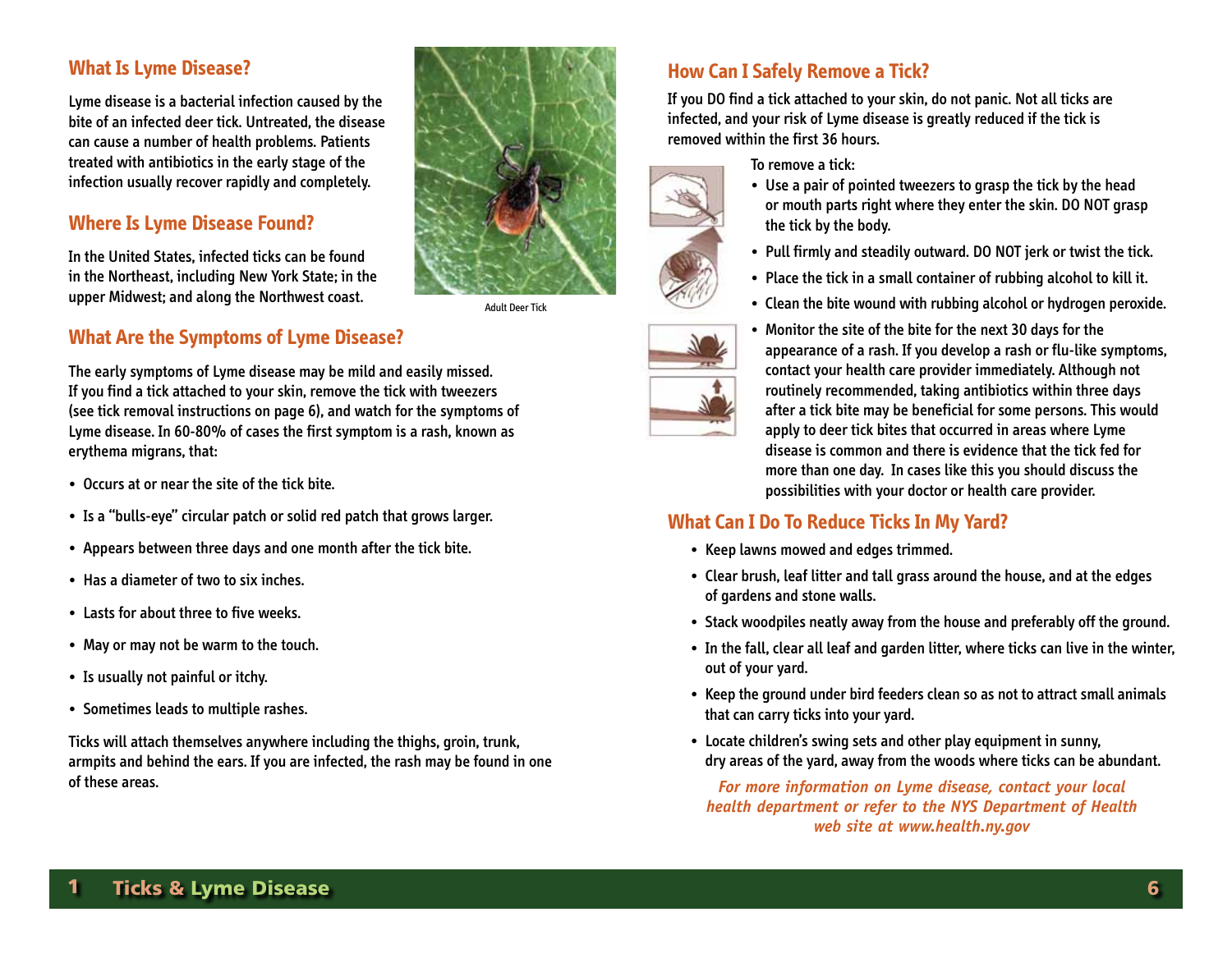## What Is Lyme Disease?

Lyme disease is a bacterial infection caused by the bite of an infected deer tick. Untreated, the disease can cause a number of health problems. Patients treated with antibiotics in the early stage of the infection usually recover rapidly and completely.

## Where Is Lyme Disease Found?

In the United States, infected ticks can be found in the Northeast, including New York State; in the upper Midwest; and along the Northwest coast.

Adult Deer Tick

## What Are the Symptoms of Lyme Disease?

The early symptoms of Lyme disease may be mild and easily missed. If you find a tick attached to your skin, remove the tick with tweezers (see tick removal instructions on page 6), and watch for the symptoms of Lyme disease. In 60-80% of cases the first symptom is a rash, known as erythema migrans, that:

- Occurs at or near the site of the tick bite.
- Is a "bulls-eye" circular patch or solid red patch that grows larger.
- Appears between three days and one month after the tick bite.
- Has a diameter of two to six inches.
- Lasts for about three to five weeks.
- May or may not be warm to the touch.
- Is usually not painful or itchy.
- Sometimes leads to multiple rashes.

Ticks will attach themselves anywhere including the thighs, groin, trunk, armpits and behind the ears. If you are infected, the rash may be found in one of these areas.

## How Can I Safely Remove a Tick?

If you DO find a tick attached to your skin, do not panic. Not all ticks are infected, and your risk of Lyme disease is greatly reduced if the tick is removed within the first 36 hours.

To remove a tick:

- Use a pair of pointed tweezers to grasp the tick by the head or mouth parts right where they enter the skin. DO NOT grasp the tick by the body.
- Pull firmly and steadily outward. DO NOT jerk or twist the tick.
- Place the tick in a small container of rubbing alcohol to kill it.
- Clean the bite wound with rubbing alcohol or hydrogen peroxide.
- Monitor the site of the bite for the next 30 days for the appearance of a rash. If you develop a rash or flu-like symptoms, contact your health care provider immediately. Although not routinely recommended, taking antibiotics within three days after a tick bite may be beneficial for some persons. This would apply to deer tick bites that occurred in areas where Lyme disease is common and there is evidence that the tick fed for more than one day. In cases like this you should discuss the possibilities with your doctor or health care provider.

## What Can I Do To Reduce Ticks In My Yard?

- Keep lawns mowed and edges trimmed.
- Clear brush, leaf litter and tall grass around the house, and at the edges of gardens and stone walls.
- Stack woodpiles neatly away from the house and preferably off the ground.
- In the fall, clear all leaf and garden litter, where ticks can live in the winter, out of your yard.
- Keep the ground under bird feeders clean so as not to attract small animals that can carry ticks into your yard.
- Locate children's swing sets and other play equipment in sunny, dry areas of the yard, away from the woods where ticks can be abundant.

*For more information on Lyme disease, contact your local health department or refer to the NYS Department of Health web site at www.health.ny.gov*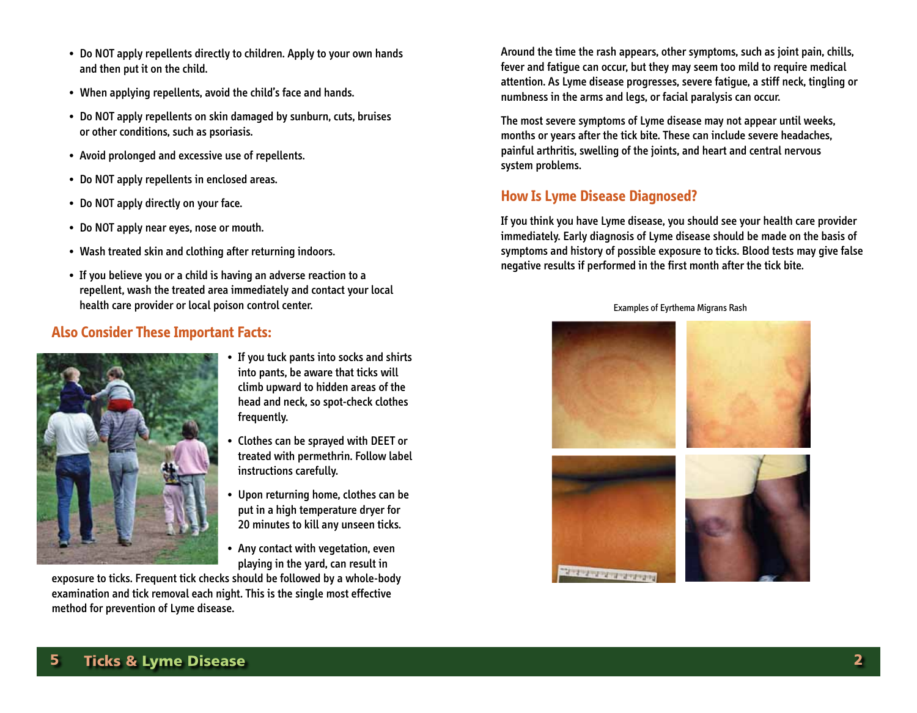- Do NOT apply repellents directly to children. Apply to your own hands and then put it on the child.
- When applying repellents, avoid the child's face and hands.
- Do NOT apply repellents on skin damaged by sunburn, cuts, bruises or other conditions, such as psoriasis.
- Avoid prolonged and excessive use of repellents.
- Do NOT apply repellents in enclosed areas.
- Do NOT apply directly on your face.
- Do NOT apply near eyes, nose or mouth.
- Wash treated skin and clothing after returning indoors.
- If you believe you or a child is having an adverse reaction to a repellent, wash the treated area immediately and contact your local health care provider or local poison control center.

## Also Consider These Important Facts:

- If you tuck pants into socks and shirts into pants, be aware that ticks will climb upward to hidden areas of the head and neck, so spot-check clothes frequently.
- Clothes can be sprayed with DEET or treated with permethrin. Follow label instructions carefully.
- Upon returning home, clothes can be put in a high temperature dryer for 20 minutes to kill any unseen ticks.
- Any contact with vegetation, even playing in the yard, can result in exposure to ticks. Frequent tick checks should be followed by a whole-body examination and tick removal each night. This is the single most effective method for prevention of Lyme disease.

Around the time the rash appears, other symptoms, such as joint pain, chills, fever and fatigue can occur, but they may seem too mild to require medical attention. As Lyme disease progresses, severe fatigue, a stiff neck, tingling or numbness in the arms and legs, or facial paralysis can occur.

The most severe symptoms of Lyme disease may not appear until weeks, months or years after the tick bite. These can include severe headaches, painful arthritis, swelling of the joints, and heart and central nervous system problems.

## How Is Lyme Disease Diagnosed?

If you think you have Lyme disease, you should see your health care provider immediately. Early diagnosis of Lyme disease should be made on the basis of symptoms and history of possible exposure to ticks. Blood tests may give false negative results if performed in the first month after the tick bite.

Examples of Eyrthema Migrans Rash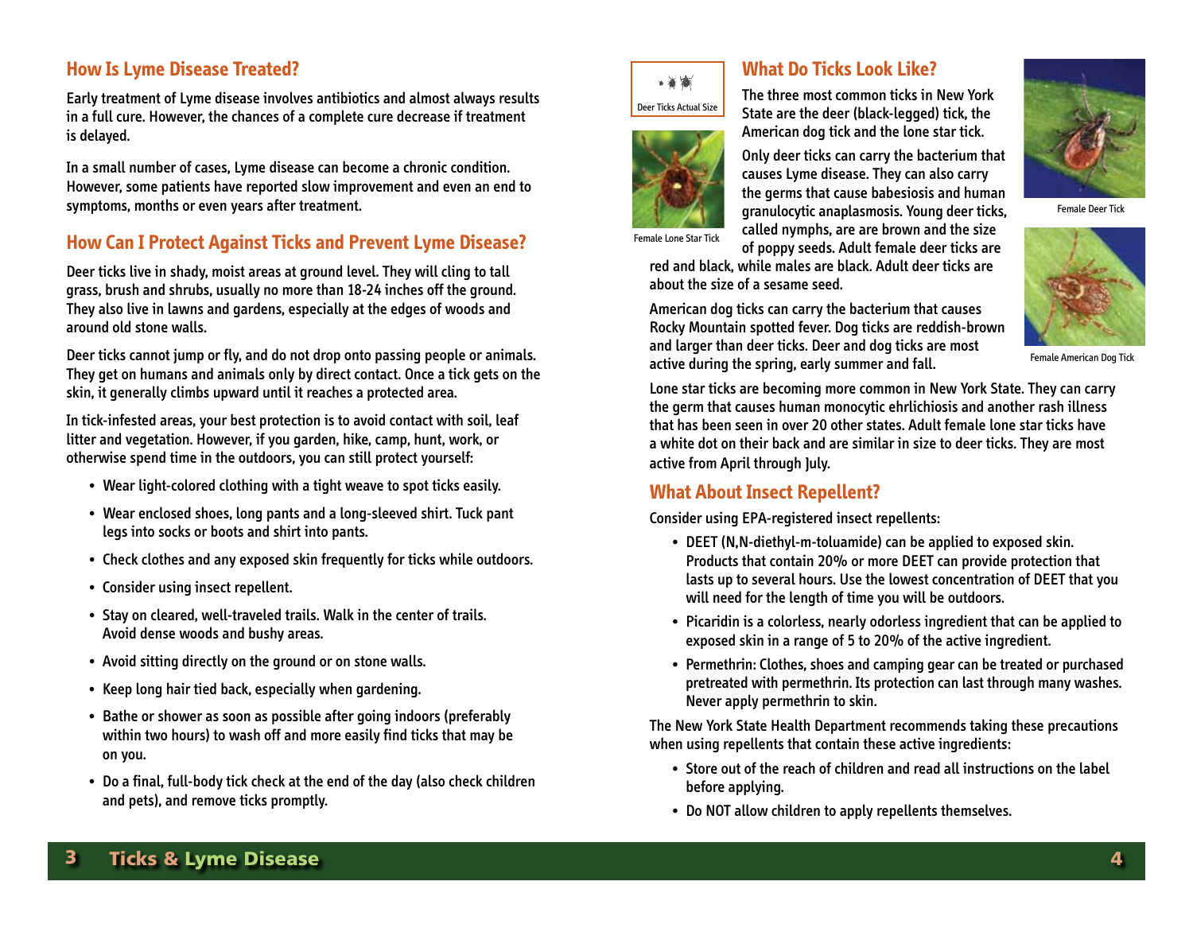## How Is Lyme Disease Treated?

Early treatment of Lyme disease involves antibiotics and almost always results in a full cure. However, the chances of a complete cure decrease if treatment is delayed.

In a small number of cases, Lyme disease can become a chronic condition. However, some patients have reported slow improvement and even an end to symptoms, months or even years after treatment.

## How Can I Protect Against Ticks and Prevent Lyme Disease?

Deer ticks live in shady, moist areas at ground level. They will cling to tall grass, brush and shrubs, usually no more than 18-24 inches off the ground. They also live in lawns and gardens, especially at the edges of woods and around old stone walls.

Deer ticks cannot jump or fly, and do not drop onto passing people or animals. They get on humans and animals only by direct contact. Once a tick gets on the skin, it generally climbs upward until it reaches a protected area.

In tick-infested areas, your best protection is to avoid contact with soil, leaf litter and vegetation. However, if you garden, hike, camp, hunt, work, or otherwise spend time in the outdoors, you can still protect yourself:

- Wear light-colored clothing with a tight weave to spot ticks easily.
- Wear enclosed shoes, long pants and a long-sleeved shirt. Tuck pant legs into socks or boots and shirt into pants.
- Check clothes and any exposed skin frequently for ticks while outdoors.
- Consider using insect repellent.
- Stay on cleared, well-traveled trails. Walk in the center of trails. Avoid dense woods and bushy areas.
- Avoid sitting directly on the ground or on stone walls.
- Keep long hair tied back, especially when gardening.
- Bathe or shower as soon as possible after going indoors (preferably within two hours) to wash off and more easily find ticks that may be on you.
- Do a final, full-body tick check at the end of the day (also check children and pets), and remove ticks promptly.

Deer Ticks Actual Size

Female Lone Star Tick

## What Do Ticks Look Like?

The three most common ticks in New York State are the deer (black-legged) tick, the American dog tick and the lone star tick.

Only deer ticks can carry the bacterium that causes Lyme disease. They can also carry the germs that cause babesiosis and human granulocytic anaplasmosis. Young deer ticks, called nymphs, are are brown and the size of poppy seeds. Adult female deer ticks are red and black, while males are black. Adult deer ticks are about the size of a sesame seed.

Female Deer Tick

American dog ticks can carry the bacterium that causes Rocky Mountain spotted fever. Dog ticks are reddish-brown and larger than deer ticks. Deer and dog ticks are most active during the spring, early summer and fall.

Female American Dog Tick

Lone star ticks are becoming more common in New York State. They can carry the germ that causes human monocytic ehrlichiosis and another rash illness that has been seen in over 20 other states. Adult female lone star ticks have a white dot on their back and are similar in size to deer ticks. They are most active from April through July.

## What About Insect Repellent?

Consider using EPA-registered insect repellents:

- DEET (N,N-diethyl-m-toluamide) can be applied to exposed skin. Products that contain 20% or more DEET can provide protection that lasts up to several hours. Use the lowest concentration of DEET that you will need for the length of time you will be outdoors.
- Picaridin is a colorless, nearly odorless ingredient that can be applied to exposed skin in a range of 5 to 20% of the active ingredient.
- Permethrin: Clothes, shoes and camping gear can be treated or purchased pretreated with permethrin. Its protection can last through many washes. Never apply permethrin to skin.

The New York State Health Department recommends taking these precautions when using repellents that contain these active ingredients:

- Store out of the reach of children and read all instructions on the label before applying.
- Do NOT allow children to apply repellents themselves.